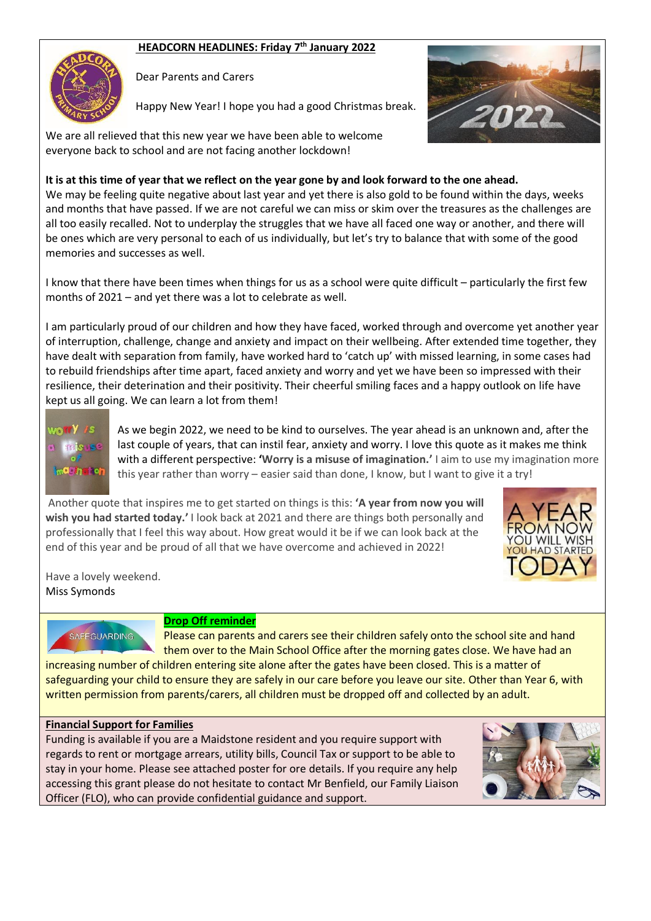# HEADCORN HEADLINES: Friday 7th January 2022

Dear Parents and Carers

Happy New Year! I hope you had a good Christmas break.

We are all relieved that this new year we have been able to welcome everyone back to school and are not facing another lockdown!

**It is at this time of year that we reflect on the year gone by and look forward to the one ahead.** We may be feeling quite negative about last year and yet there is also gold to be found within the days, weeks and months that have passed. If we are not careful we can miss or skim over the treasures as the challenges are all too easily recalled. Not to underplay the struggles that we have all faced one way or another, and there will be ones which are very personal to each of us individually, but let's try to balance that with some of the good memories and successes as well.

I know that there have been times when things for us as a school were quite difficult – particularly the first few months of 2021 – and yet there was a lot to celebrate as well.

I am particularly proud of our children and how they have faced, worked through and overcome yet another year of interruption, challenge, change and anxiety and impact on their wellbeing. After extended time together, they have dealt with separation from family, have worked hard to 'catch up' with missed learning, in some cases had to rebuild friendships after time apart, faced anxiety and worry and yet we have been so impressed with their resilience, their deterination and their positivity. Their cheerful smiling faces and a happy outlook on life have kept us all going. We can learn a lot from them!

As we begin 2022, we need to be kind to ourselves. The year ahead is an unknown and, after the last couple of years, that can instil fear, anxiety and worry. I love this quote as it makes me think with a different perspective: **'Worry is a misuse of imagination.'** I aim to use my imagination more this year rather than worry – easier said than done, I know, but I want to give it a try!

Another quote that inspires me to get started on things is this: **'A year from now you will wish you had started today.'** I look back at 2021 and there are things both personally and professionally that I feel this way about. How great would it be if we can look back at the end of this year and be proud of all that we have overcome and achieved in 2022!

Have a lovely weekend.
Miss Symonds

## Drop Off reminder

Please can parents and carers see their children safely onto the school site and hand them over to the Main School Office after the morning gates close. We have had an increasing number of children entering site alone after the gates have been closed. This is a matter of safeguarding your child to ensure they are safely in our care before you leave our site. Other than Year 6, with written permission from parents/carers, all children must be dropped off and collected by an adult.

## Financial Support for Families

Funding is available if you are a Maidstone resident and you require support with regards to rent or mortgage arrears, utility bills, Council Tax or support to be able to stay in your home. Please see attached poster for ore details. If you require any help accessing this grant please do not hesitate to contact Mr Benfield, our Family Liaison Officer (FLO), who can provide confidential guidance and support.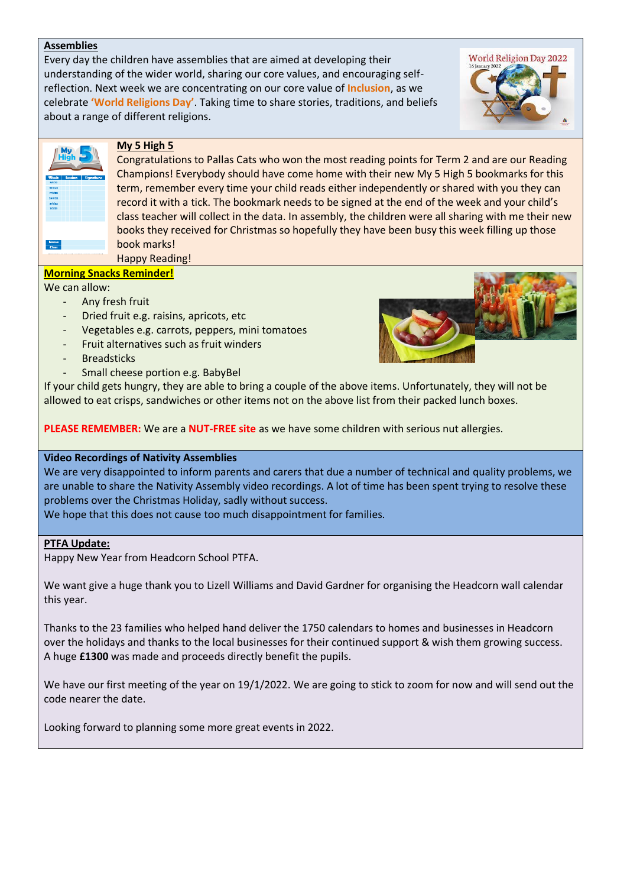**Assemblies**

Every day the children have assemblies that are aimed at developing their understanding of the wider world, sharing our core values, and encouraging self-reflection. Next week we are concentrating on our core value of **Inclusion**, as we celebrate **'World Religions Day'**. Taking time to share stories, traditions, and beliefs about a range of different religions.

**My 5 High 5**

Congratulations to Pallas Cats who won the most reading points for Term 2 and are our Reading Champions! Everybody should have come home with their new My 5 High 5 bookmarks for this term, remember every time your child reads either independently or shared with you they can record it with a tick. The bookmark needs to be signed at the end of the week and your child's class teacher will collect in the data. In assembly, the children were all sharing with me their new books they received for Christmas so hopefully they have been busy this week filling up those book marks!

Happy Reading!

**Morning Snacks Reminder!**

We can allow:

- Any fresh fruit
- Dried fruit e.g. raisins, apricots, etc
- Vegetables e.g. carrots, peppers, mini tomatoes
- Fruit alternatives such as fruit winders
- Breadsticks
- Small cheese portion e.g. BabyBel

If your child gets hungry, they are able to bring a couple of the above items. Unfortunately, they will not be allowed to eat crisps, sandwiches or other items not on the above list from their packed lunch boxes.

**PLEASE REMEMBER:** We are a **NUT-FREE site** as we have some children with serious nut allergies.

**Video Recordings of Nativity Assemblies**

We are very disappointed to inform parents and carers that due a number of technical and quality problems, we are unable to share the Nativity Assembly video recordings. A lot of time has been spent trying to resolve these problems over the Christmas Holiday, sadly without success.
We hope that this does not cause too much disappointment for families.

**PTFA Update:**

Happy New Year from Headcorn School PTFA.

We want give a huge thank you to Lizell Williams and David Gardner for organising the Headcorn wall calendar this year.

Thanks to the 23 families who helped hand deliver the 1750 calendars to homes and businesses in Headcorn over the holidays and thanks to the local businesses for their continued support & wish them growing success. A huge **£1300** was made and proceeds directly benefit the pupils.

We have our first meeting of the year on 19/1/2022. We are going to stick to zoom for now and will send out the code nearer the date.

Looking forward to planning some more great events in 2022.